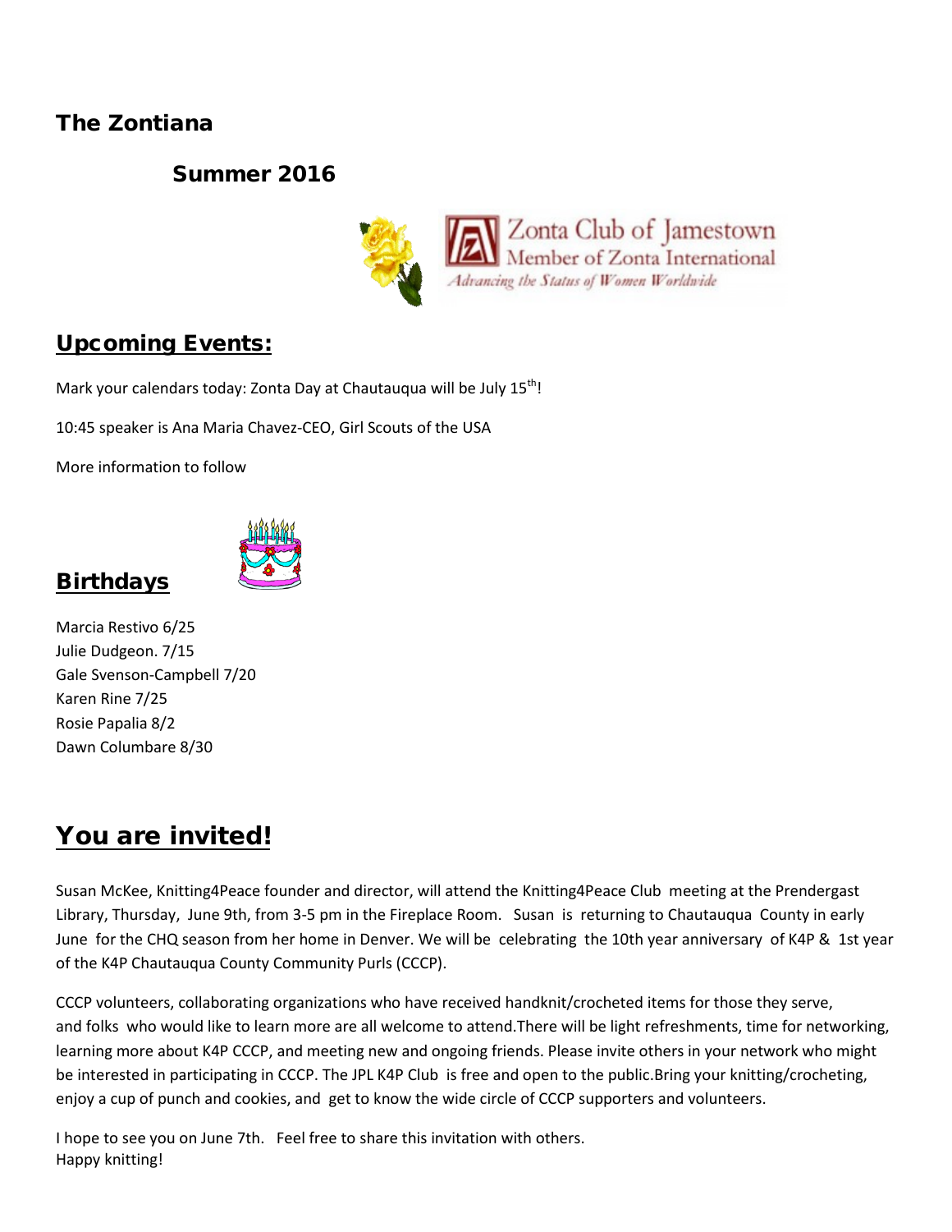# The Zontiana

## Summer 2016

Zonta Club of Jamestown
Member of Zonta International
*Advancing the Status of Women Worldwide*

## Upcoming Events:

Mark your calendars today: Zonta Day at Chautauqua will be July 15th!

10:45 speaker is Ana Maria Chavez-CEO, Girl Scouts of the USA

More information to follow

## Birthdays

Marcia Restivo 6/25
Julie Dudgeon. 7/15
Gale Svenson-Campbell 7/20
Karen Rine 7/25
Rosie Papalia 8/2
Dawn Columbare 8/30

## You are invited!

Susan McKee, Knitting4Peace founder and director, will attend the Knitting4Peace Club meeting at the Prendergast Library, Thursday, June 9th, from 3-5 pm in the Fireplace Room. Susan is returning to Chautauqua County in early June for the CHQ season from her home in Denver. We will be celebrating the 10th year anniversary of K4P & 1st year of the K4P Chautauqua County Community Purls (CCCP).

CCCP volunteers, collaborating organizations who have received handknit/crocheted items for those they serve, and folks who would like to learn more are all welcome to attend.There will be light refreshments, time for networking, learning more about K4P CCCP, and meeting new and ongoing friends. Please invite others in your network who might be interested in participating in CCCP. The JPL K4P Club is free and open to the public.Bring your knitting/crocheting, enjoy a cup of punch and cookies, and get to know the wide circle of CCCP supporters and volunteers.

I hope to see you on June 7th. Feel free to share this invitation with others.
Happy knitting!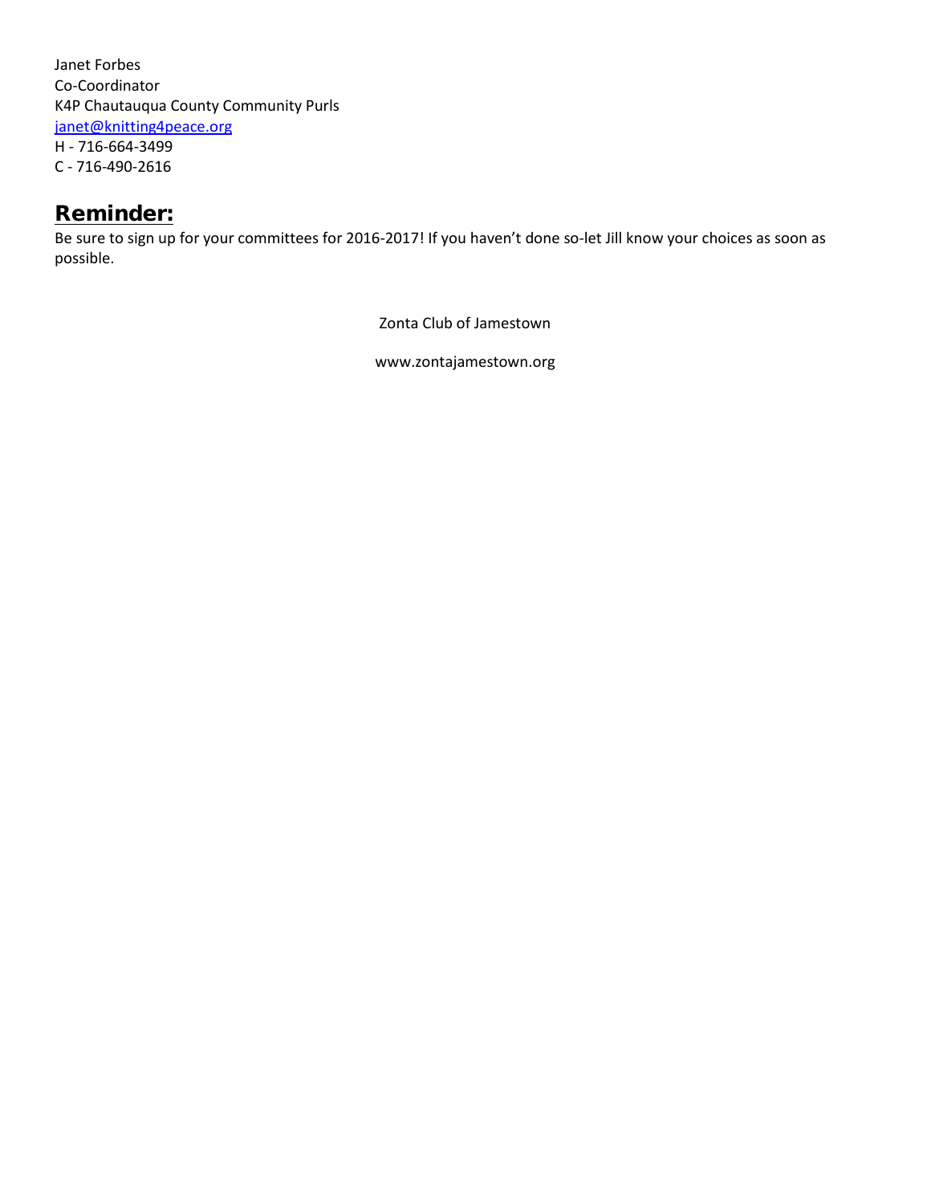Janet Forbes
Co-Coordinator
K4P Chautauqua County Community Purls
[janet@knitting4peace.org](mailto:janet@knitting4peace.org)
H - 716-664-3499
C - 716-490-2616

## Reminder:

Be sure to sign up for your committees for 2016-2017! If you haven't done so-let Jill know your choices as soon as possible.

Zonta Club of Jamestown

www.zontajamestown.org